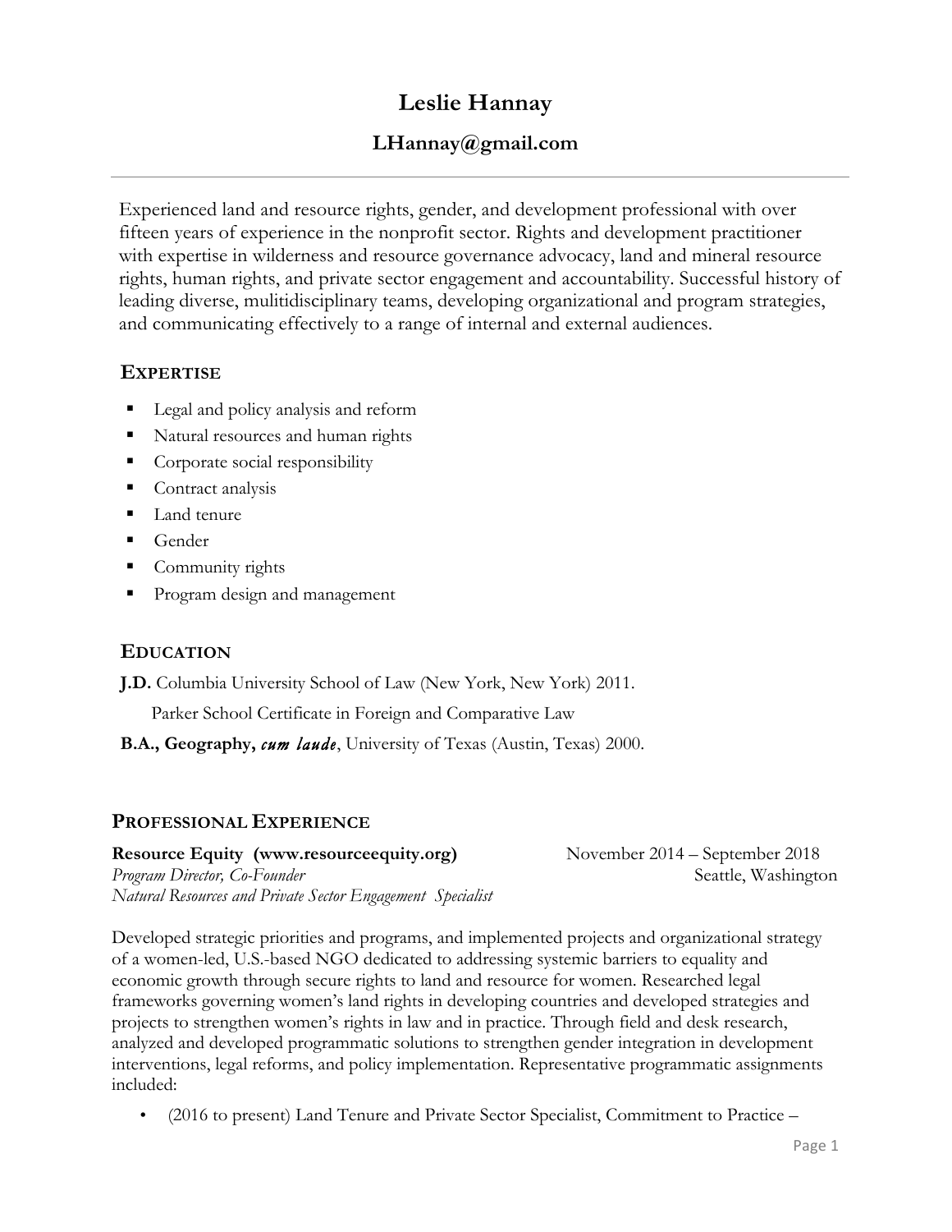# Leslie Hannay

## LHannay@gmail.com

---

Experienced land and resource rights, gender, and development professional with over fifteen years of experience in the nonprofit sector. Rights and development practitioner with expertise in wilderness and resource governance advocacy, land and mineral resource rights, human rights, and private sector engagement and accountability. Successful history of leading diverse, mulitidisciplinary teams, developing organizational and program strategies, and communicating effectively to a range of internal and external audiences.

## EXPERTISE

- Legal and policy analysis and reform
- Natural resources and human rights
- Corporate social responsibility
- Contract analysis
- Land tenure
- Gender
- Community rights
- Program design and management

## EDUCATION

**J.D.** Columbia University School of Law (New York, New York) 2011.

Parker School Certificate in Foreign and Comparative Law

**B.A., Geography,** ***cum laude***, University of Texas (Austin, Texas) 2000.

## PROFESSIONAL EXPERIENCE

**Resource Equity (www.resourceequity.org)** November 2014 – September 2018
*Program Director, Co-Founder* Seattle, Washington
*Natural Resources and Private Sector Engagement Specialist*

Developed strategic priorities and programs, and implemented projects and organizational strategy of a women-led, U.S.-based NGO dedicated to addressing systemic barriers to equality and economic growth through secure rights to land and resource for women. Researched legal frameworks governing women's land rights in developing countries and developed strategies and projects to strengthen women's rights in law and in practice. Through field and desk research, analyzed and developed programmatic solutions to strengthen gender integration in development interventions, legal reforms, and policy implementation. Representative programmatic assignments included:

- (2016 to present) Land Tenure and Private Sector Specialist, Commitment to Practice –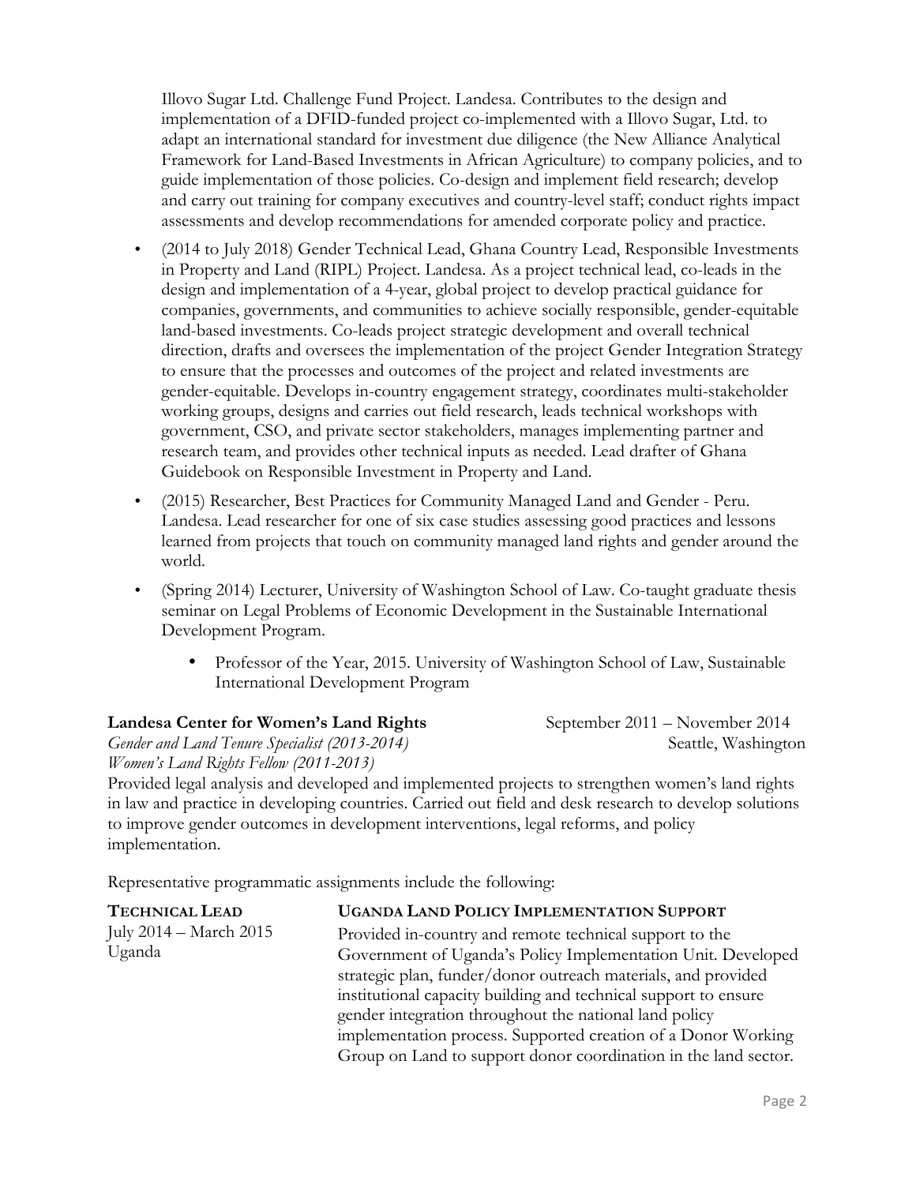Illovo Sugar Ltd. Challenge Fund Project. Landesa. Contributes to the design and implementation of a DFID-funded project co-implemented with a Illovo Sugar, Ltd. to adapt an international standard for investment due diligence (the New Alliance Analytical Framework for Land-Based Investments in African Agriculture) to company policies, and to guide implementation of those policies. Co-design and implement field research; develop and carry out training for company executives and country-level staff; conduct rights impact assessments and develop recommendations for amended corporate policy and practice.

- (2014 to July 2018) Gender Technical Lead, Ghana Country Lead, Responsible Investments in Property and Land (RIPL) Project. Landesa. As a project technical lead, co-leads in the design and implementation of a 4-year, global project to develop practical guidance for companies, governments, and communities to achieve socially responsible, gender-equitable land-based investments. Co-leads project strategic development and overall technical direction, drafts and oversees the implementation of the project Gender Integration Strategy to ensure that the processes and outcomes of the project and related investments are gender-equitable. Develops in-country engagement strategy, coordinates multi-stakeholder working groups, designs and carries out field research, leads technical workshops with government, CSO, and private sector stakeholders, manages implementing partner and research team, and provides other technical inputs as needed. Lead drafter of Ghana Guidebook on Responsible Investment in Property and Land.
- (2015) Researcher, Best Practices for Community Managed Land and Gender - Peru. Landesa. Lead researcher for one of six case studies assessing good practices and lessons learned from projects that touch on community managed land rights and gender around the world.
- (Spring 2014) Lecturer, University of Washington School of Law. Co-taught graduate thesis seminar on Legal Problems of Economic Development in the Sustainable International Development Program.
  - Professor of the Year, 2015. University of Washington School of Law, Sustainable International Development Program

**Landesa Center for Women's Land Rights** September 2011 – November 2014
*Gender and Land Tenure Specialist (2013-2014)* Seattle, Washington
*Women's Land Rights Fellow (2011-2013)*

Provided legal analysis and developed and implemented projects to strengthen women's land rights in law and practice in developing countries. Carried out field and desk research to develop solutions to improve gender outcomes in development interventions, legal reforms, and policy implementation.

Representative programmatic assignments include the following:

**TECHNICAL LEAD**
July 2014 – March 2015
Uganda

**UGANDA LAND POLICY IMPLEMENTATION SUPPORT**
Provided in-country and remote technical support to the Government of Uganda's Policy Implementation Unit. Developed strategic plan, funder/donor outreach materials, and provided institutional capacity building and technical support to ensure gender integration throughout the national land policy implementation process. Supported creation of a Donor Working Group on Land to support donor coordination in the land sector.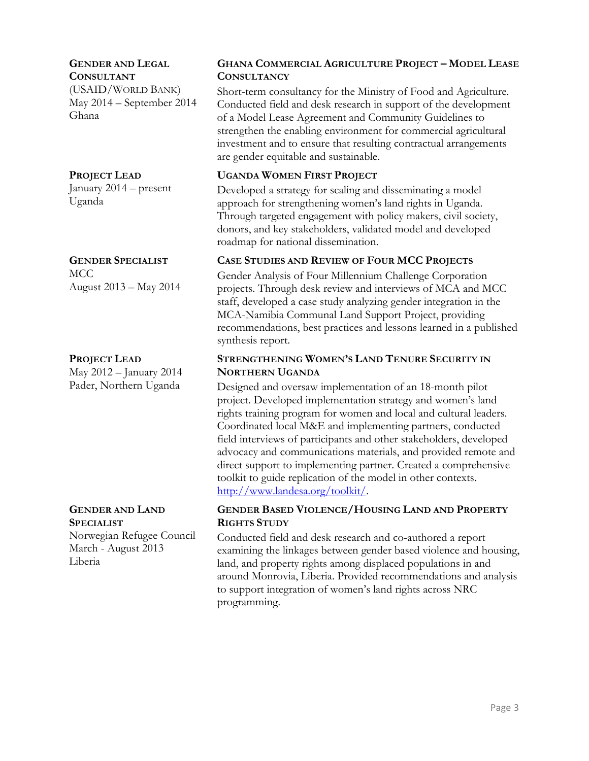**GENDER AND LEGAL CONSULTANT**
(USAID/WORLD BANK)
May 2014 – September 2014
Ghana

**GHANA COMMERCIAL AGRICULTURE PROJECT – MODEL LEASE CONSULTANCY**

Short-term consultancy for the Ministry of Food and Agriculture. Conducted field and desk research in support of the development of a Model Lease Agreement and Community Guidelines to strengthen the enabling environment for commercial agricultural investment and to ensure that resulting contractual arrangements are gender equitable and sustainable.

**PROJECT LEAD**
January 2014 – present
Uganda

**UGANDA WOMEN FIRST PROJECT**

Developed a strategy for scaling and disseminating a model approach for strengthening women's land rights in Uganda. Through targeted engagement with policy makers, civil society, donors, and key stakeholders, validated model and developed roadmap for national dissemination.

**GENDER SPECIALIST**
MCC
August 2013 – May 2014

**CASE STUDIES AND REVIEW OF FOUR MCC PROJECTS**

Gender Analysis of Four Millennium Challenge Corporation projects. Through desk review and interviews of MCA and MCC staff, developed a case study analyzing gender integration in the MCA-Namibia Communal Land Support Project, providing recommendations, best practices and lessons learned in a published synthesis report.

**PROJECT LEAD**
May 2012 – January 2014
Pader, Northern Uganda

**STRENGTHENING WOMEN'S LAND TENURE SECURITY IN NORTHERN UGANDA**

Designed and oversaw implementation of an 18-month pilot project. Developed implementation strategy and women's land rights training program for women and local and cultural leaders. Coordinated local M&E and implementing partners, conducted field interviews of participants and other stakeholders, developed advocacy and communications materials, and provided remote and direct support to implementing partner. Created a comprehensive toolkit to guide replication of the model in other contexts. http://www.landesa.org/toolkit/.

**GENDER AND LAND SPECIALIST**
Norwegian Refugee Council
March - August 2013
Liberia

**GENDER BASED VIOLENCE/HOUSING LAND AND PROPERTY RIGHTS STUDY**

Conducted field and desk research and co-authored a report examining the linkages between gender based violence and housing, land, and property rights among displaced populations in and around Monrovia, Liberia. Provided recommendations and analysis to support integration of women's land rights across NRC programming.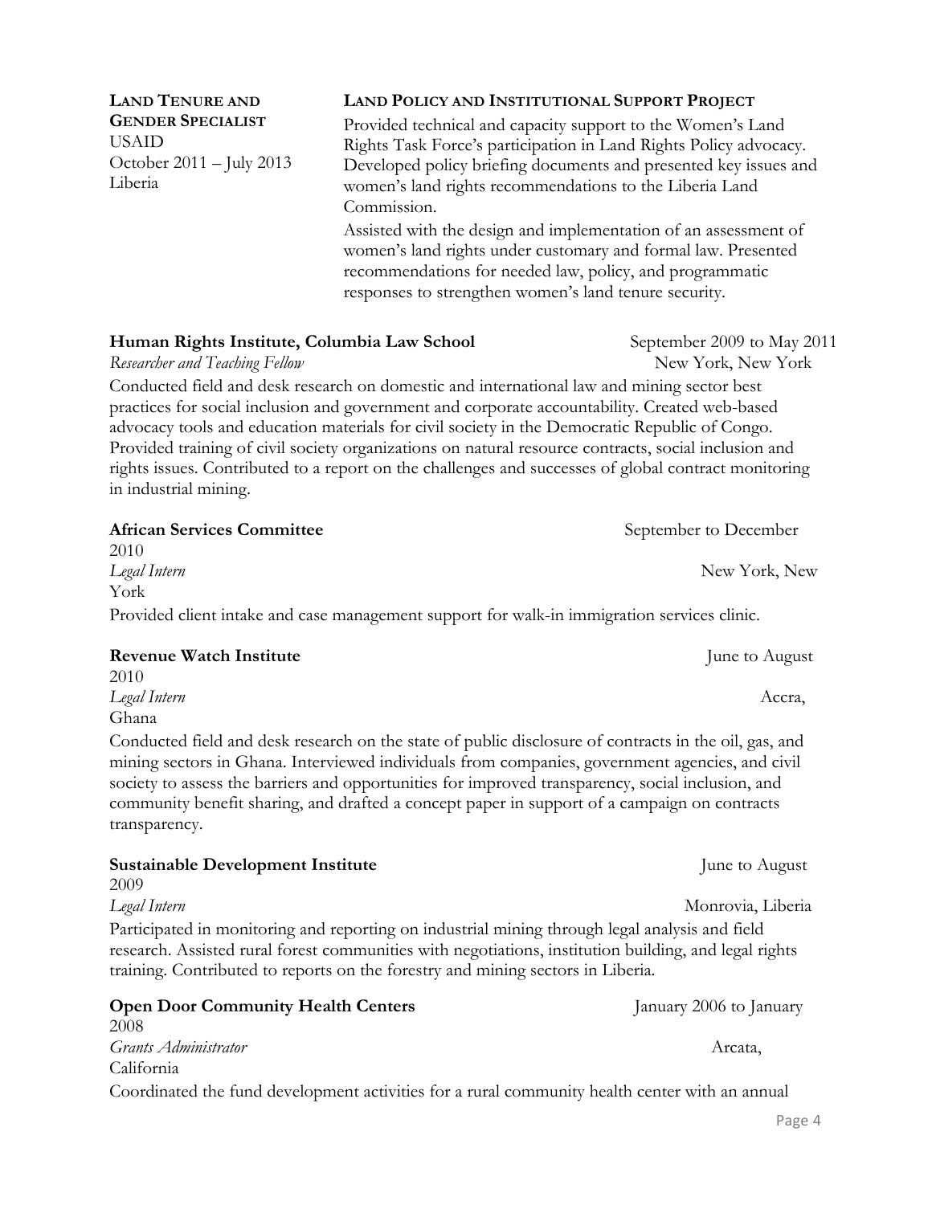**LAND TENURE AND GENDER SPECIALIST**
USAID
October 2011 – July 2013
Liberia

**LAND POLICY AND INSTITUTIONAL SUPPORT PROJECT**

Provided technical and capacity support to the Women's Land Rights Task Force's participation in Land Rights Policy advocacy. Developed policy briefing documents and presented key issues and women's land rights recommendations to the Liberia Land Commission.

Assisted with the design and implementation of an assessment of women's land rights under customary and formal law. Presented recommendations for needed law, policy, and programmatic responses to strengthen women's land tenure security.

**Human Rights Institute, Columbia Law School** September 2009 to May 2011
*Researcher and Teaching Fellow* New York, New York

Conducted field and desk research on domestic and international law and mining sector best practices for social inclusion and government and corporate accountability. Created web-based advocacy tools and education materials for civil society in the Democratic Republic of Congo. Provided training of civil society organizations on natural resource contracts, social inclusion and rights issues. Contributed to a report on the challenges and successes of global contract monitoring in industrial mining.

**African Services Committee** September to December 2010
*Legal Intern* New York, New York

Provided client intake and case management support for walk-in immigration services clinic.

**Revenue Watch Institute** June to August 2010
*Legal Intern* Accra, Ghana

Conducted field and desk research on the state of public disclosure of contracts in the oil, gas, and mining sectors in Ghana. Interviewed individuals from companies, government agencies, and civil society to assess the barriers and opportunities for improved transparency, social inclusion, and community benefit sharing, and drafted a concept paper in support of a campaign on contracts transparency.

**Sustainable Development Institute** June to August 2009
*Legal Intern* Monrovia, Liberia

Participated in monitoring and reporting on industrial mining through legal analysis and field research. Assisted rural forest communities with negotiations, institution building, and legal rights training. Contributed to reports on the forestry and mining sectors in Liberia.

**Open Door Community Health Centers** January 2006 to January 2008
*Grants Administrator* Arcata, California

Coordinated the fund development activities for a rural community health center with an annual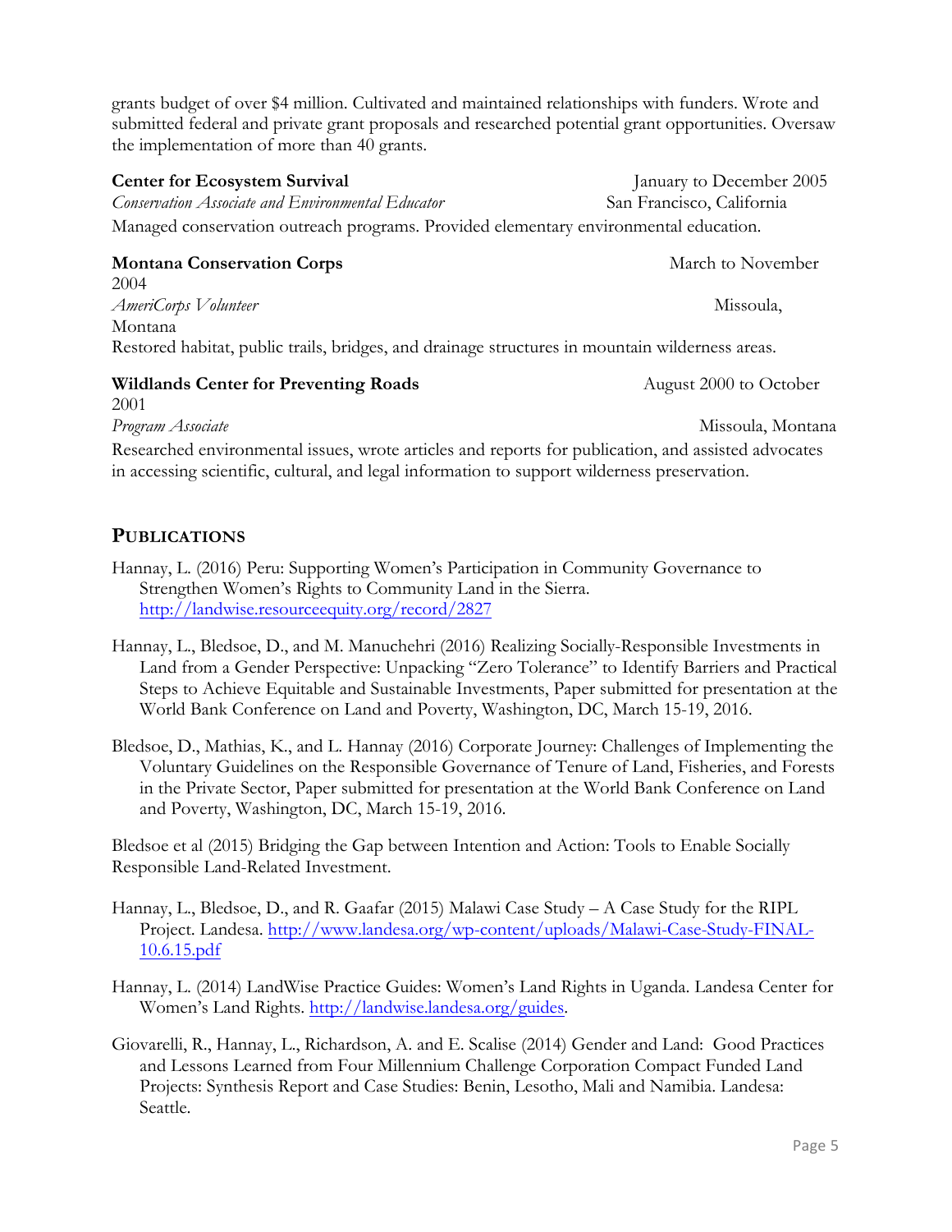grants budget of over $4 million. Cultivated and maintained relationships with funders. Wrote and submitted federal and private grant proposals and researched potential grant opportunities. Oversaw the implementation of more than 40 grants.

**Center for Ecosystem Survival** — January to December 2005
*Conservation Associate and Environmental Educator* — San Francisco, California
Managed conservation outreach programs. Provided elementary environmental education.

**Montana Conservation Corps** — March to November 2004
*AmeriCorps Volunteer* — Missoula, Montana
Restored habitat, public trails, bridges, and drainage structures in mountain wilderness areas.

**Wildlands Center for Preventing Roads** — August 2000 to October 2001
*Program Associate* — Missoula, Montana
Researched environmental issues, wrote articles and reports for publication, and assisted advocates in accessing scientific, cultural, and legal information to support wilderness preservation.

## PUBLICATIONS

Hannay, L. (2016) Peru: Supporting Women's Participation in Community Governance to Strengthen Women's Rights to Community Land in the Sierra. http://landwise.resourceequity.org/record/2827

Hannay, L., Bledsoe, D., and M. Manuchehri (2016) Realizing Socially-Responsible Investments in Land from a Gender Perspective: Unpacking "Zero Tolerance" to Identify Barriers and Practical Steps to Achieve Equitable and Sustainable Investments, Paper submitted for presentation at the World Bank Conference on Land and Poverty, Washington, DC, March 15-19, 2016.

Bledsoe, D., Mathias, K., and L. Hannay (2016) Corporate Journey: Challenges of Implementing the Voluntary Guidelines on the Responsible Governance of Tenure of Land, Fisheries, and Forests in the Private Sector, Paper submitted for presentation at the World Bank Conference on Land and Poverty, Washington, DC, March 15-19, 2016.

Bledsoe et al (2015) Bridging the Gap between Intention and Action: Tools to Enable Socially Responsible Land-Related Investment.

Hannay, L., Bledsoe, D., and R. Gaafar (2015) Malawi Case Study – A Case Study for the RIPL Project. Landesa. http://www.landesa.org/wp-content/uploads/Malawi-Case-Study-FINAL-10.6.15.pdf

Hannay, L. (2014) LandWise Practice Guides: Women's Land Rights in Uganda. Landesa Center for Women's Land Rights. http://landwise.landesa.org/guides.

Giovarelli, R., Hannay, L., Richardson, A. and E. Scalise (2014) Gender and Land: Good Practices and Lessons Learned from Four Millennium Challenge Corporation Compact Funded Land Projects: Synthesis Report and Case Studies: Benin, Lesotho, Mali and Namibia. Landesa: Seattle.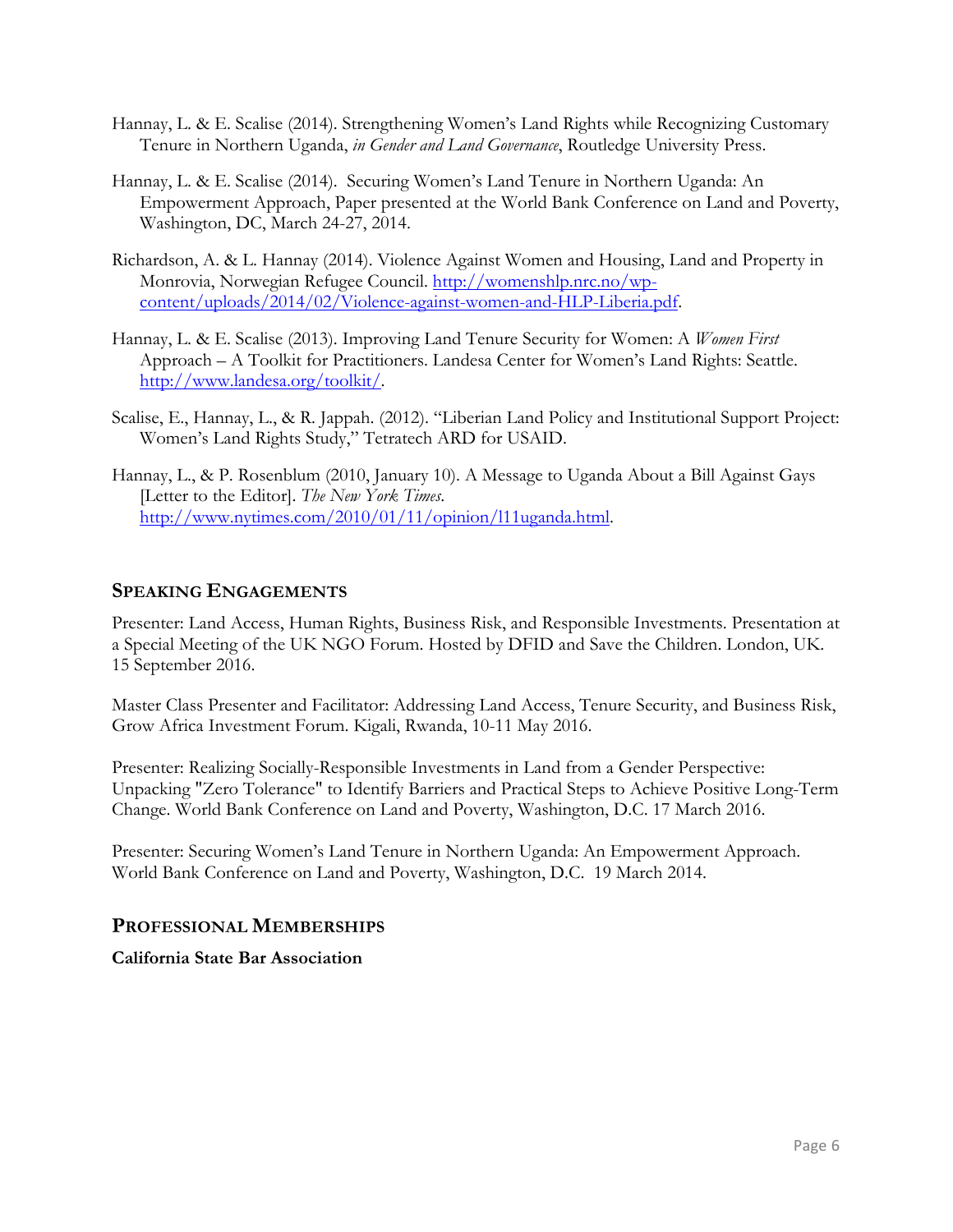Hannay, L. & E. Scalise (2014). Strengthening Women's Land Rights while Recognizing Customary Tenure in Northern Uganda, *in Gender and Land Governance*, Routledge University Press.

Hannay, L. & E. Scalise (2014). Securing Women's Land Tenure in Northern Uganda: An Empowerment Approach, Paper presented at the World Bank Conference on Land and Poverty, Washington, DC, March 24-27, 2014.

Richardson, A. & L. Hannay (2014). Violence Against Women and Housing, Land and Property in Monrovia, Norwegian Refugee Council. http://womenshlp.nrc.no/wp-content/uploads/2014/02/Violence-against-women-and-HLP-Liberia.pdf.

Hannay, L. & E. Scalise (2013). Improving Land Tenure Security for Women: A *Women First* Approach – A Toolkit for Practitioners. Landesa Center for Women's Land Rights: Seattle. http://www.landesa.org/toolkit/.

Scalise, E., Hannay, L., & R. Jappah. (2012). "Liberian Land Policy and Institutional Support Project: Women's Land Rights Study," Tetratech ARD for USAID.

Hannay, L., & P. Rosenblum (2010, January 10). A Message to Uganda About a Bill Against Gays [Letter to the Editor]. *The New York Times*. http://www.nytimes.com/2010/01/11/opinion/l11uganda.html.

## SPEAKING ENGAGEMENTS

Presenter: Land Access, Human Rights, Business Risk, and Responsible Investments. Presentation at a Special Meeting of the UK NGO Forum. Hosted by DFID and Save the Children. London, UK. 15 September 2016.

Master Class Presenter and Facilitator: Addressing Land Access, Tenure Security, and Business Risk, Grow Africa Investment Forum. Kigali, Rwanda, 10-11 May 2016.

Presenter: Realizing Socially-Responsible Investments in Land from a Gender Perspective: Unpacking "Zero Tolerance" to Identify Barriers and Practical Steps to Achieve Positive Long-Term Change. World Bank Conference on Land and Poverty, Washington, D.C. 17 March 2016.

Presenter: Securing Women's Land Tenure in Northern Uganda: An Empowerment Approach. World Bank Conference on Land and Poverty, Washington, D.C. 19 March 2014.

## PROFESSIONAL MEMBERSHIPS

**California State Bar Association**